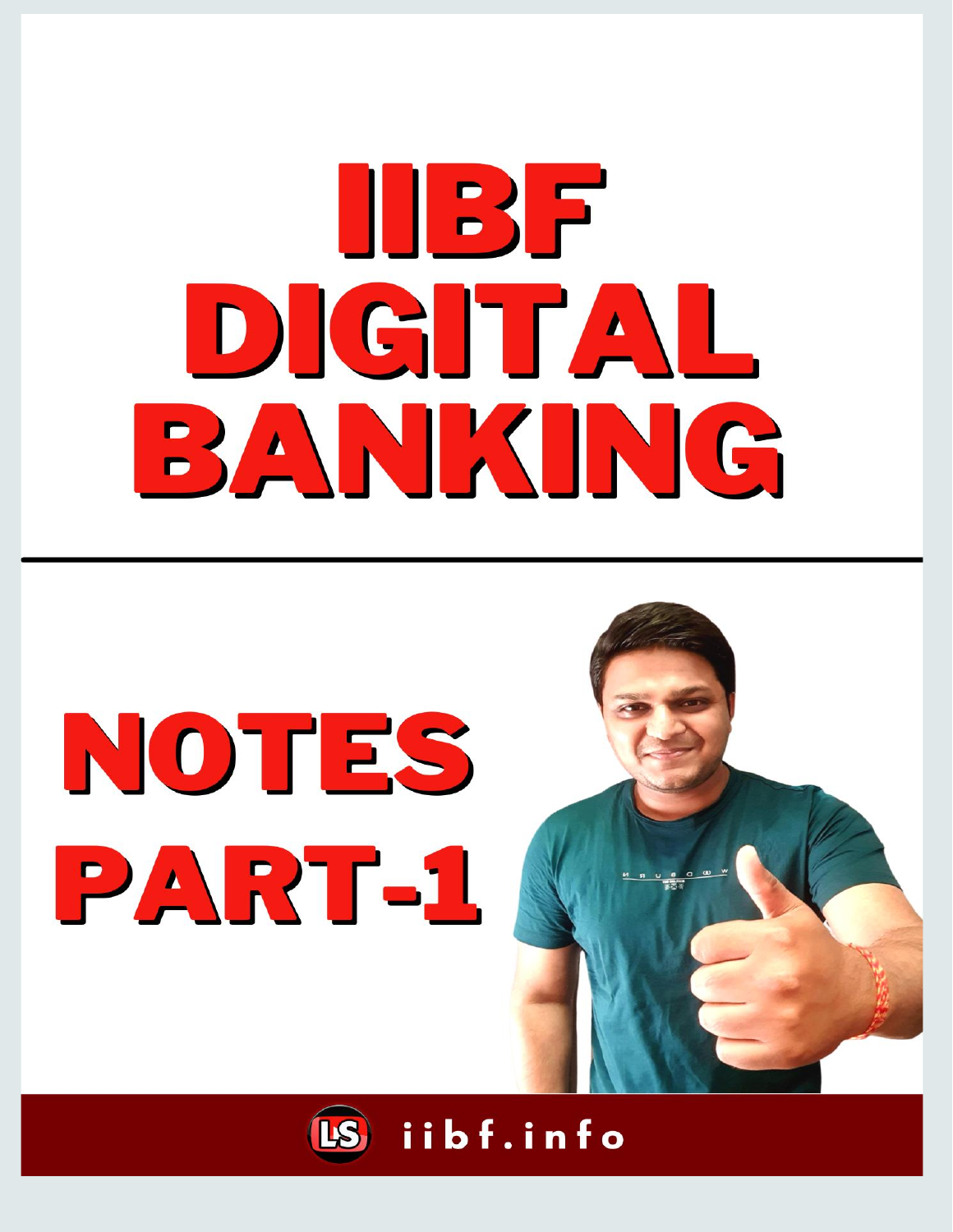# IIBF DIGITAL BANKING

---

# NOTES PART-1

iibf.info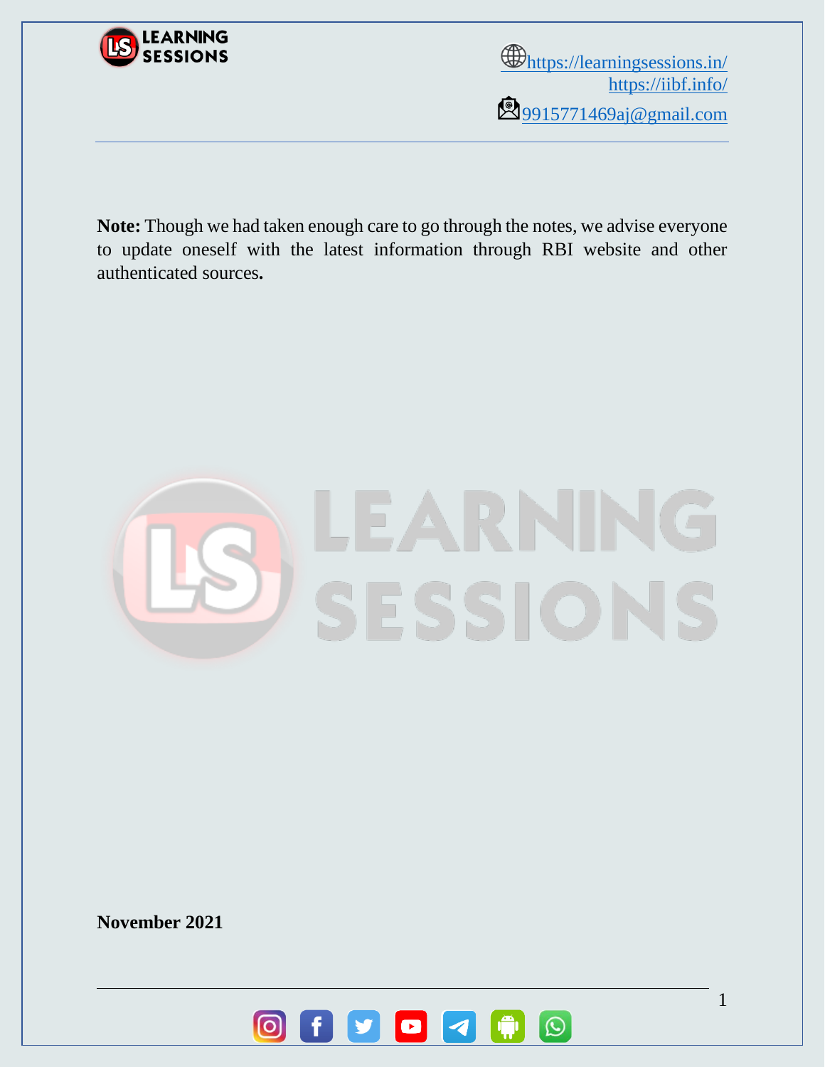https://learningsessions.in/
https://iibf.info/
9915771469aj@gmail.com

**Note:** Though we had taken enough care to go through the notes, we advise everyone to update oneself with the latest information through RBI website and other authenticated sources**.**

**November 2021**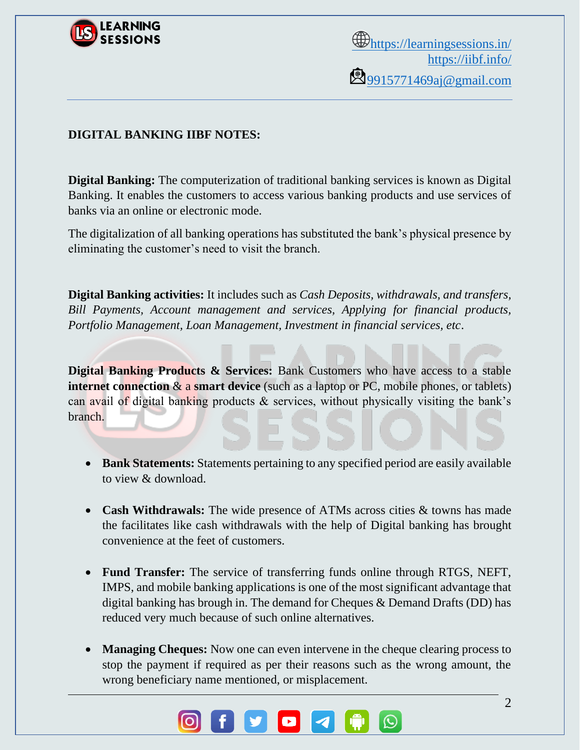**DIGITAL BANKING IIBF NOTES:**

**Digital Banking:** The computerization of traditional banking services is known as Digital Banking. It enables the customers to access various banking products and use services of banks via an online or electronic mode.

The digitalization of all banking operations has substituted the bank's physical presence by eliminating the customer's need to visit the branch.

**Digital Banking activities:** It includes such as *Cash Deposits, withdrawals, and transfers, Bill Payments, Account management and services, Applying for financial products, Portfolio Management, Loan Management, Investment in financial services, etc*.

**Digital Banking Products & Services:** Bank Customers who have access to a stable **internet connection** & a **smart device** (such as a laptop or PC, mobile phones, or tablets) can avail of digital banking products & services, without physically visiting the bank's branch.

- **Bank Statements:** Statements pertaining to any specified period are easily available to view & download.
- **Cash Withdrawals:** The wide presence of ATMs across cities & towns has made the facilitates like cash withdrawals with the help of Digital banking has brought convenience at the feet of customers.
- **Fund Transfer:** The service of transferring funds online through RTGS, NEFT, IMPS, and mobile banking applications is one of the most significant advantage that digital banking has brough in. The demand for Cheques & Demand Drafts (DD) has reduced very much because of such online alternatives.
- **Managing Cheques:** Now one can even intervene in the cheque clearing process to stop the payment if required as per their reasons such as the wrong amount, the wrong beneficiary name mentioned, or misplacement.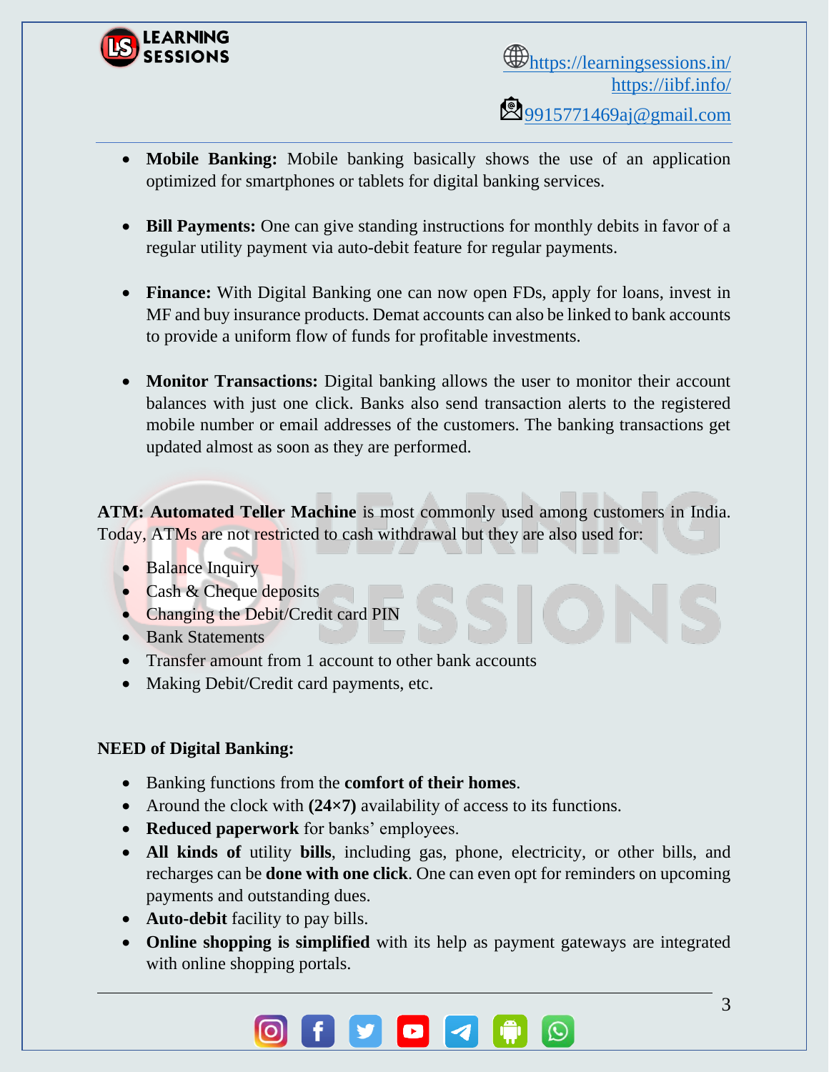- **Mobile Banking:** Mobile banking basically shows the use of an application optimized for smartphones or tablets for digital banking services.

- **Bill Payments:** One can give standing instructions for monthly debits in favor of a regular utility payment via auto-debit feature for regular payments.

- **Finance:** With Digital Banking one can now open FDs, apply for loans, invest in MF and buy insurance products. Demat accounts can also be linked to bank accounts to provide a uniform flow of funds for profitable investments.

- **Monitor Transactions:** Digital banking allows the user to monitor their account balances with just one click. Banks also send transaction alerts to the registered mobile number or email addresses of the customers. The banking transactions get updated almost as soon as they are performed.

**ATM: Automated Teller Machine** is most commonly used among customers in India. Today, ATMs are not restricted to cash withdrawal but they are also used for:

- Balance Inquiry
- Cash & Cheque deposits
- Changing the Debit/Credit card PIN
- Bank Statements
- Transfer amount from 1 account to other bank accounts
- Making Debit/Credit card payments, etc.

**NEED of Digital Banking:**

- Banking functions from the **comfort of their homes**.
- Around the clock with **(24×7)** availability of access to its functions.
- **Reduced paperwork** for banks' employees.
- **All kinds of** utility **bills**, including gas, phone, electricity, or other bills, and recharges can be **done with one click**. One can even opt for reminders on upcoming payments and outstanding dues.
- **Auto-debit** facility to pay bills.
- **Online shopping is simplified** with its help as payment gateways are integrated with online shopping portals.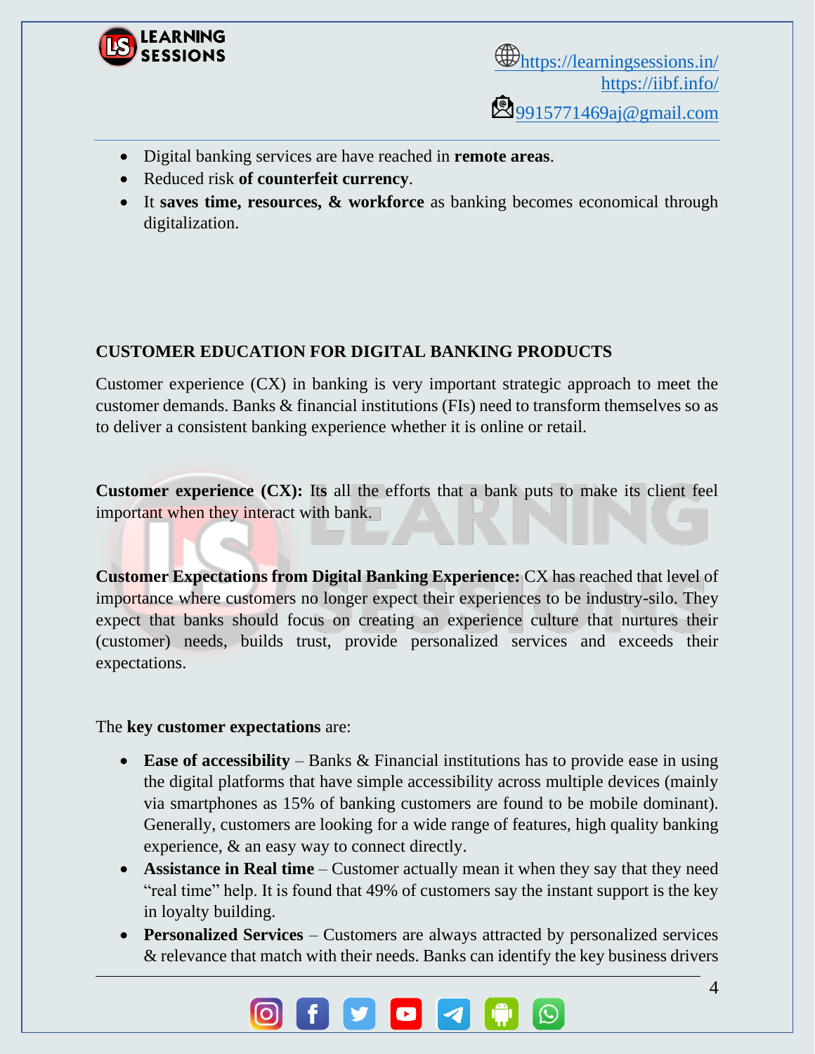- Digital banking services are have reached in **remote areas**.
- Reduced risk **of counterfeit currency**.
- It **saves time, resources, & workforce** as banking becomes economical through digitalization.

## CUSTOMER EDUCATION FOR DIGITAL BANKING PRODUCTS

Customer experience (CX) in banking is very important strategic approach to meet the customer demands. Banks & financial institutions (FIs) need to transform themselves so as to deliver a consistent banking experience whether it is online or retail.

**Customer experience (CX):** Its all the efforts that a bank puts to make its client feel important when they interact with bank.

**Customer Expectations from Digital Banking Experience:** CX has reached that level of importance where customers no longer expect their experiences to be industry-silo. They expect that banks should focus on creating an experience culture that nurtures their (customer) needs, builds trust, provide personalized services and exceeds their expectations.

The **key customer expectations** are:

- **Ease of accessibility** – Banks & Financial institutions has to provide ease in using the digital platforms that have simple accessibility across multiple devices (mainly via smartphones as 15% of banking customers are found to be mobile dominant). Generally, customers are looking for a wide range of features, high quality banking experience, & an easy way to connect directly.
- **Assistance in Real time** – Customer actually mean it when they say that they need "real time" help. It is found that 49% of customers say the instant support is the key in loyalty building.
- **Personalized Services** – Customers are always attracted by personalized services & relevance that match with their needs. Banks can identify the key business drivers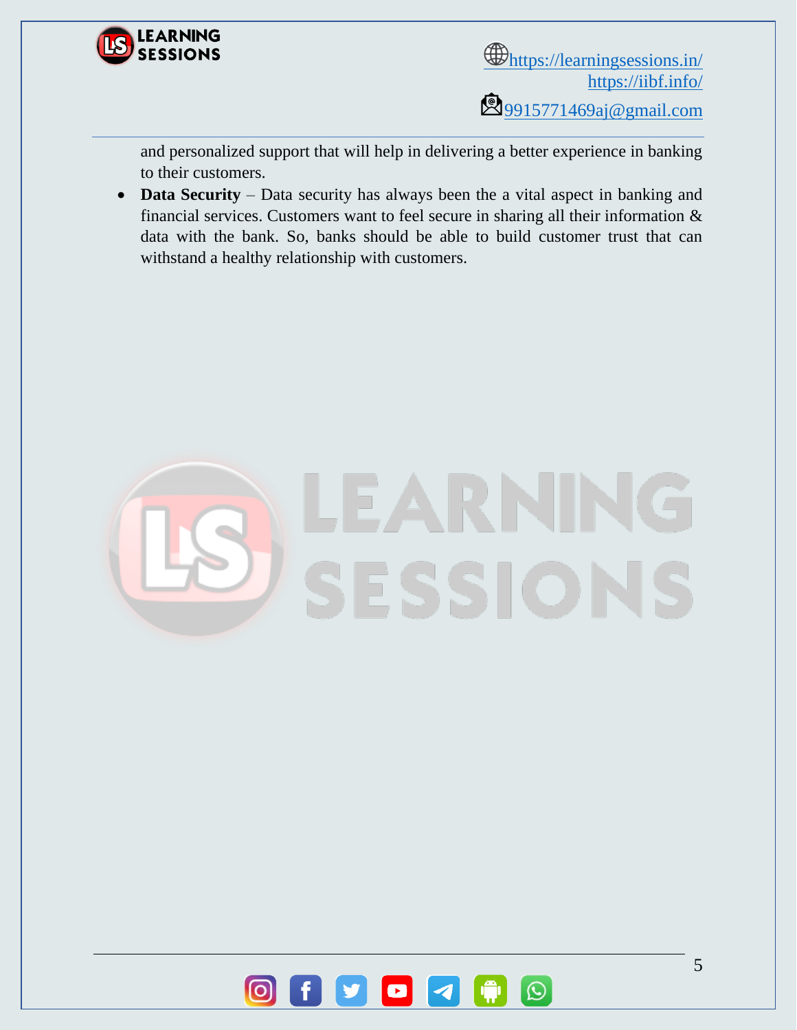and personalized support that will help in delivering a better experience in banking to their customers.

- **Data Security** – Data security has always been the a vital aspect in banking and financial services. Customers want to feel secure in sharing all their information & data with the bank. So, banks should be able to build customer trust that can withstand a healthy relationship with customers.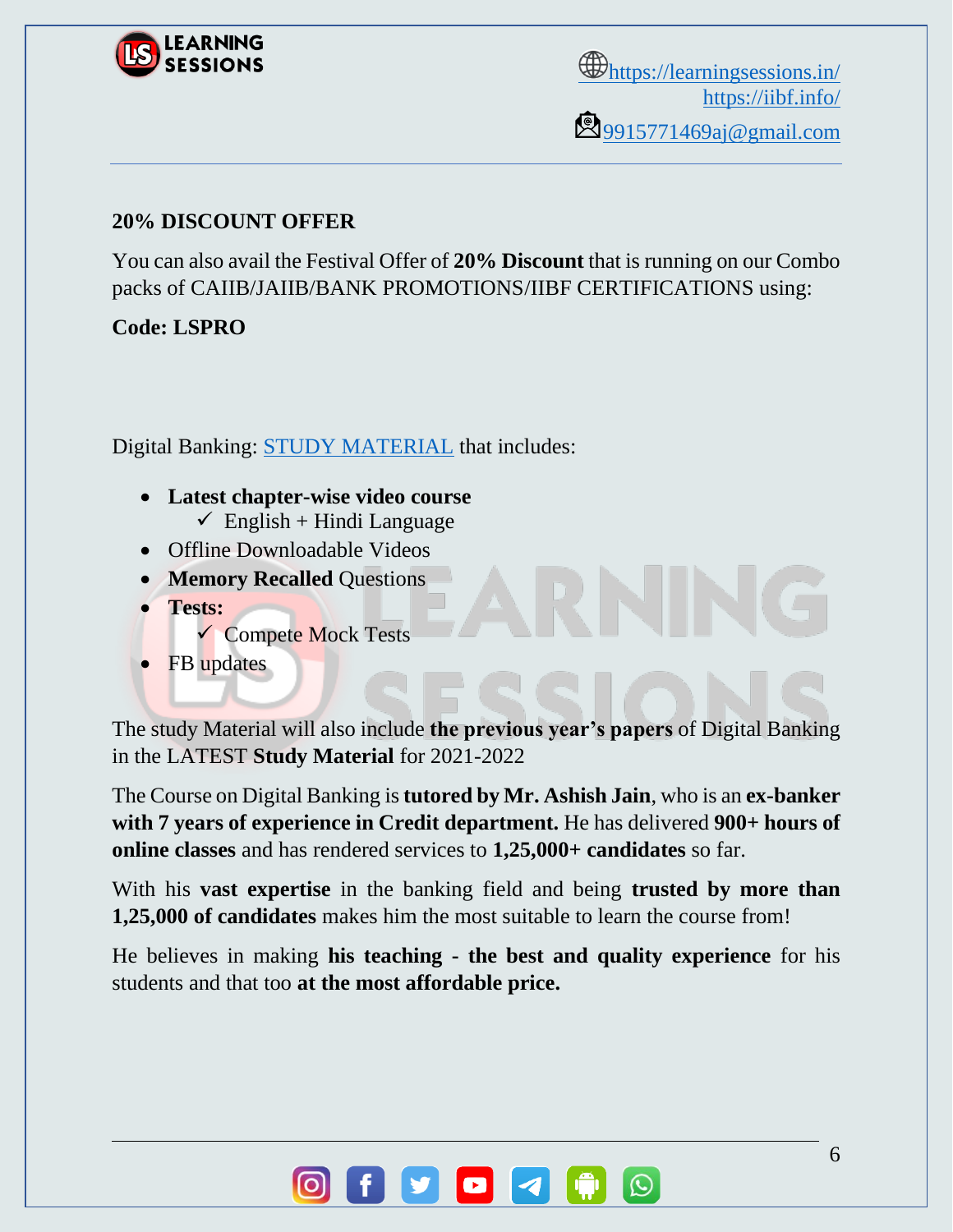## 20% DISCOUNT OFFER

You can also avail the Festival Offer of **20% Discount** that is running on our Combo packs of CAIIB/JAIIB/BANK PROMOTIONS/IIBF CERTIFICATIONS using:

**Code: LSPRO**

Digital Banking: STUDY MATERIAL that includes:

- **Latest chapter-wise video course**
  - ✓ English + Hindi Language
- Offline Downloadable Videos
- **Memory Recalled** Questions
- **Tests:**
  - ✓ Compete Mock Tests
- FB updates

The study Material will also include **the previous year's papers** of Digital Banking in the LATEST **Study Material** for 2021-2022

The Course on Digital Banking is **tutored by Mr. Ashish Jain**, who is an **ex-banker with 7 years of experience in Credit department.** He has delivered **900+ hours of online classes** and has rendered services to **1,25,000+ candidates** so far.

With his **vast expertise** in the banking field and being **trusted by more than 1,25,000 of candidates** makes him the most suitable to learn the course from!

He believes in making **his teaching - the best and quality experience** for his students and that too **at the most affordable price.**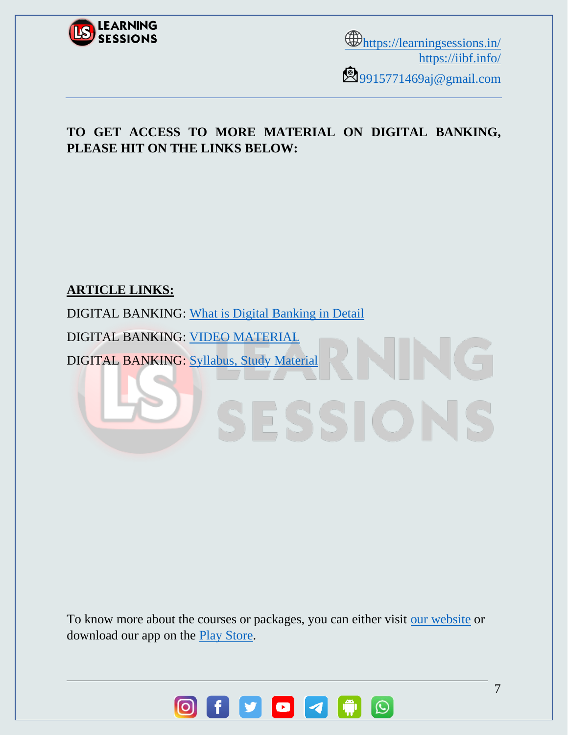**TO GET ACCESS TO MORE MATERIAL ON DIGITAL BANKING, PLEASE HIT ON THE LINKS BELOW:**

**ARTICLE LINKS:**

DIGITAL BANKING: What is Digital Banking in Detail

DIGITAL BANKING: VIDEO MATERIAL

DIGITAL BANKING: Syllabus, Study Material

To know more about the courses or packages, you can either visit our website or download our app on the Play Store.